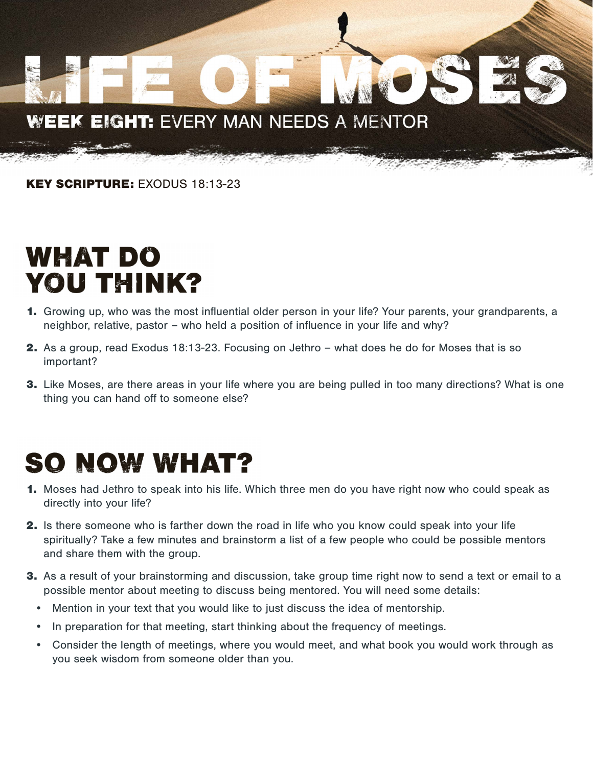# LIFE OF MOSES

## WEEK EIGHT: EVERY MAN NEEDS A MENTOR

**KEY SCRIPTURE:** EXODUS 18:13-23

## WHAT DO YOU THINK?

1. Growing up, who was the most influential older person in your life? Your parents, your grandparents, a neighbor, relative, pastor – who held a position of influence in your life and why?
2. As a group, read Exodus 18:13-23. Focusing on Jethro – what does he do for Moses that is so important?
3. Like Moses, are there areas in your life where you are being pulled in too many directions? What is one thing you can hand off to someone else?

## SO NOW WHAT?

1. Moses had Jethro to speak into his life. Which three men do you have right now who could speak as directly into your life?
2. Is there someone who is farther down the road in life who you know could speak into your life spiritually? Take a few minutes and brainstorm a list of a few people who could be possible mentors and share them with the group.
3. As a result of your brainstorming and discussion, take group time right now to send a text or email to a possible mentor about meeting to discuss being mentored. You will need some details:
   - Mention in your text that you would like to just discuss the idea of mentorship.
   - In preparation for that meeting, start thinking about the frequency of meetings.
   - Consider the length of meetings, where you would meet, and what book you would work through as you seek wisdom from someone older than you.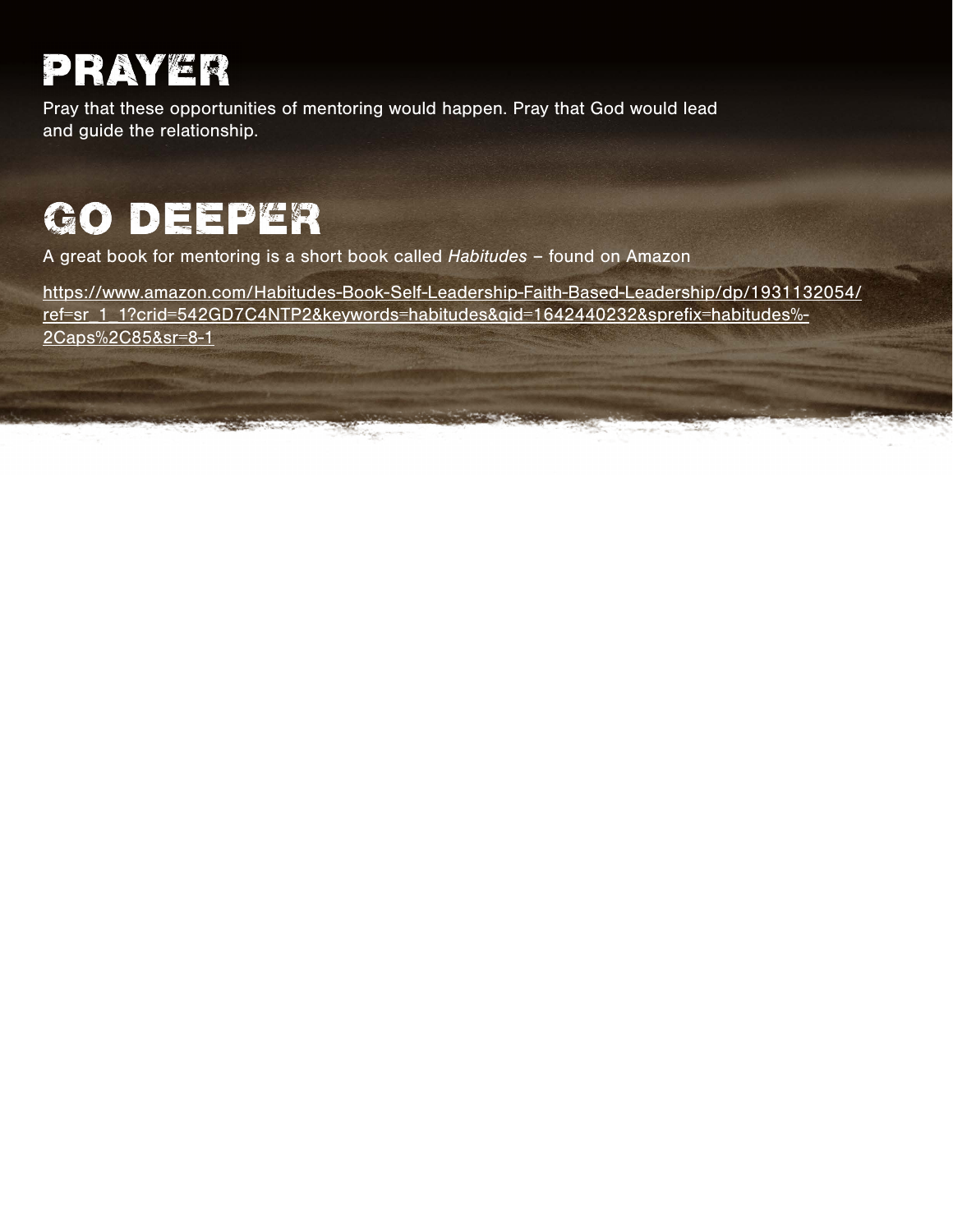# PRAYER

Pray that these opportunities of mentoring would happen. Pray that God would lead and guide the relationship.

# GO DEEPER

A great book for mentoring is a short book called *Habitudes* – found on Amazon

https://www.amazon.com/Habitudes-Book-Self-Leadership-Faith-Based-Leadership/dp/1931132054/ref=sr_1_1?crid=542GD7C4NTP2&keywords=habitudes&qid=1642440232&sprefix=habitudes%2Caps%2C85&sr=8-1